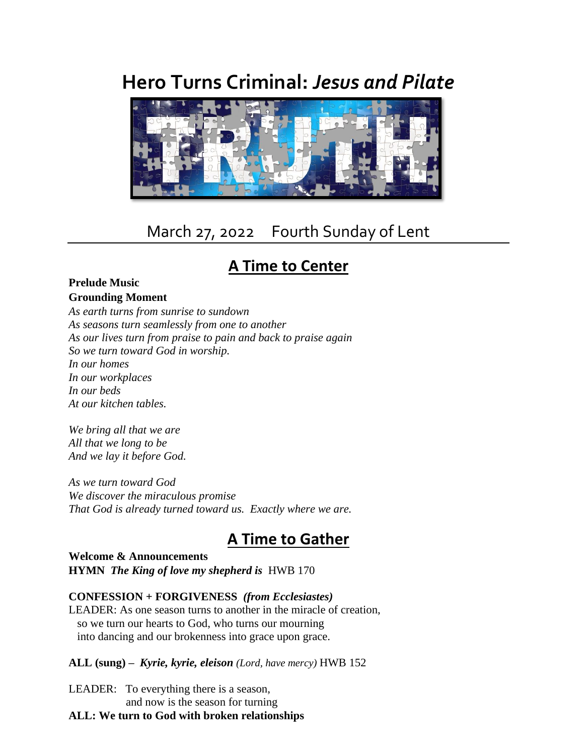# Hero Turns Criminal: *Jesus and Pilate*

March 27, 2022 Fourth Sunday of Lent

## A Time to Center

**Prelude Music**

**Grounding Moment**

*As earth turns from sunrise to sundown*
*As seasons turn seamlessly from one to another*
*As our lives turn from praise to pain and back to praise again*
*So we turn toward God in worship.*
*In our homes*
*In our workplaces*
*In our beds*
*At our kitchen tables.*

*We bring all that we are*
*All that we long to be*
*And we lay it before God.*

*As we turn toward God*
*We discover the miraculous promise*
*That God is already turned toward us. Exactly where we are.*

## A Time to Gather

**Welcome & Announcements**
**HYMN** ***The King of love my shepherd is*** HWB 170

**CONFESSION + FORGIVENESS** ***(from Ecclesiastes)***
LEADER: As one season turns to another in the miracle of creation,
so we turn our hearts to God, who turns our mourning
into dancing and our brokenness into grace upon grace.

**ALL (sung) –** ***Kyrie, kyrie, eleison*** *(Lord, have mercy)* HWB 152

LEADER: To everything there is a season,
and now is the season for turning
**ALL: We turn to God with broken relationships**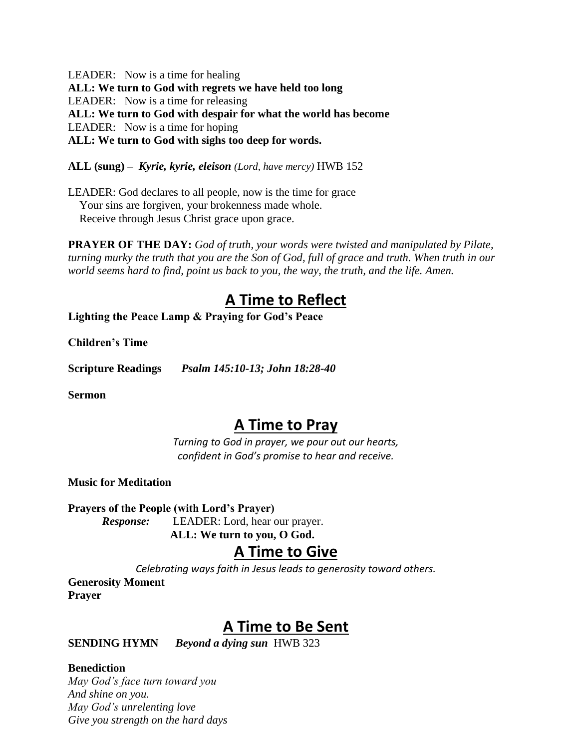LEADER: Now is a time for healing
**ALL: We turn to God with regrets we have held too long**
LEADER: Now is a time for releasing
**ALL: We turn to God with despair for what the world has become**
LEADER: Now is a time for hoping
**ALL: We turn to God with sighs too deep for words.**

**ALL (sung) –** ***Kyrie, kyrie, eleison*** *(Lord, have mercy)* HWB 152

LEADER: God declares to all people, now is the time for grace
Your sins are forgiven, your brokenness made whole.
Receive through Jesus Christ grace upon grace.

**PRAYER OF THE DAY:** *God of truth, your words were twisted and manipulated by Pilate, turning murky the truth that you are the Son of God, full of grace and truth. When truth in our world seems hard to find, point us back to you, the way, the truth, and the life. Amen.*

## A Time to Reflect

**Lighting the Peace Lamp & Praying for God's Peace**

**Children's Time**

**Scripture Readings** ***Psalm 145:10-13; John 18:28-40***

**Sermon**

## A Time to Pray

*Turning to God in prayer, we pour out our hearts, confident in God's promise to hear and receive.*

**Music for Meditation**

**Prayers of the People (with Lord's Prayer)**
***Response:*** LEADER: Lord, hear our prayer.
**ALL: We turn to you, O God.**

## A Time to Give

*Celebrating ways faith in Jesus leads to generosity toward others.*

**Generosity Moment**
**Prayer**

## A Time to Be Sent

**SENDING HYMN** ***Beyond a dying sun*** HWB 323

**Benediction**
*May God's face turn toward you*
*And shine on you.*
*May God's unrelenting love*
*Give you strength on the hard days*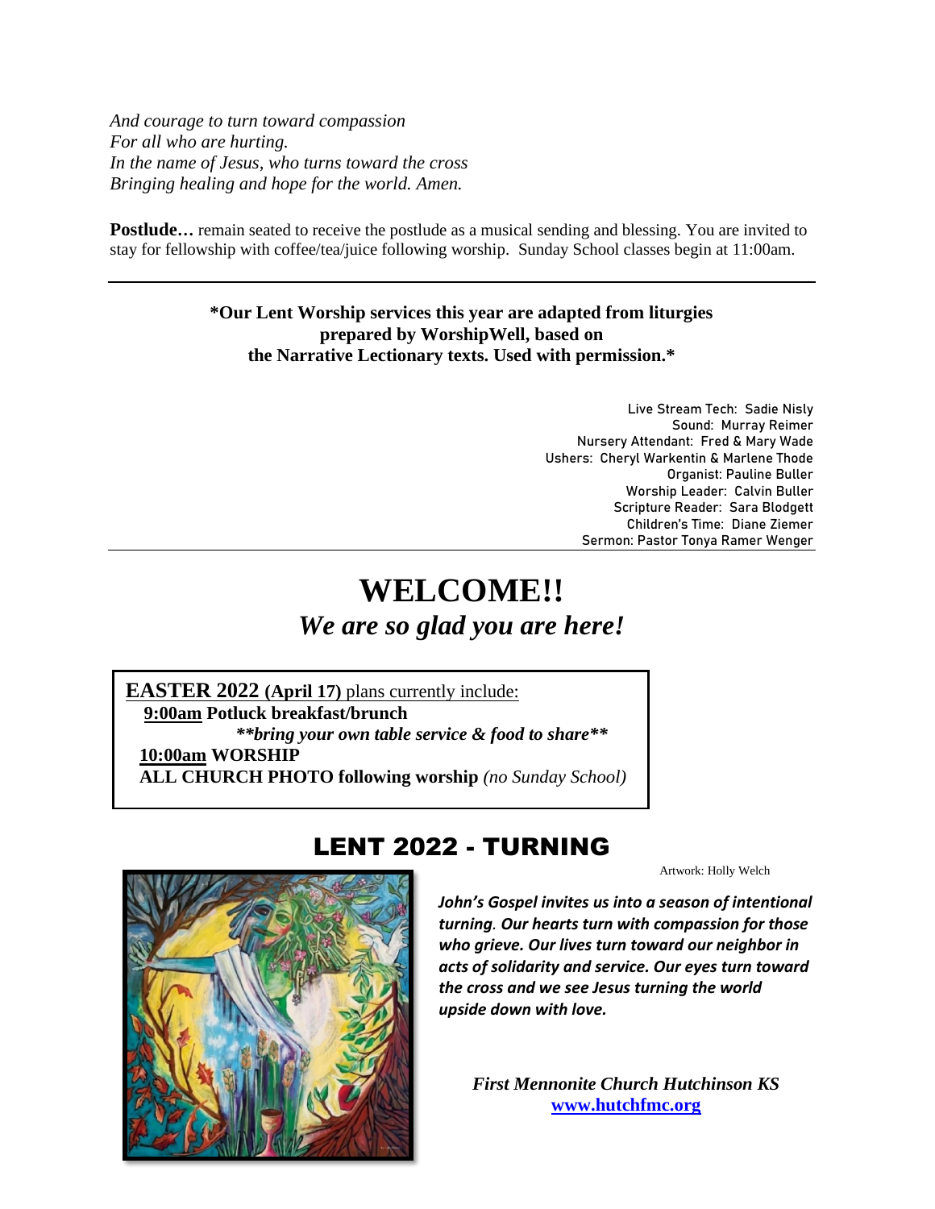*And courage to turn toward compassion*
*For all who are hurting.*
*In the name of Jesus, who turns toward the cross*
*Bringing healing and hope for the world. Amen.*

**Postlude…** remain seated to receive the postlude as a musical sending and blessing. You are invited to stay for fellowship with coffee/tea/juice following worship. Sunday School classes begin at 11:00am.

---

**\*Our Lent Worship services this year are adapted from liturgies prepared by WorshipWell, based on the Narrative Lectionary texts. Used with permission.\***

Live Stream Tech: Sadie Nisly
Sound: Murray Reimer
Nursery Attendant: Fred & Mary Wade
Ushers: Cheryl Warkentin & Marlene Thode
Organist: Pauline Buller
Worship Leader: Calvin Buller
Scripture Reader: Sara Blodgett
Children's Time: Diane Ziemer
Sermon: Pastor Tonya Ramer Wenger

---

# WELCOME!!

## *We are so glad you are here!*

**EASTER 2022 (April 17)** plans currently include:
**9:00am Potluck breakfast/brunch**
***\*\*bring your own table service & food to share\*\****
**10:00am WORSHIP**
**ALL CHURCH PHOTO following worship** *(no Sunday School)*

## LENT 2022 - TURNING

Artwork: Holly Welch

***John's Gospel invites us into a season of intentional turning. Our hearts turn with compassion for those who grieve. Our lives turn toward our neighbor in acts of solidarity and service. Our eyes turn toward the cross and we see Jesus turning the world upside down with love.***

***First Mennonite Church Hutchinson KS***
**www.hutchfmc.org**